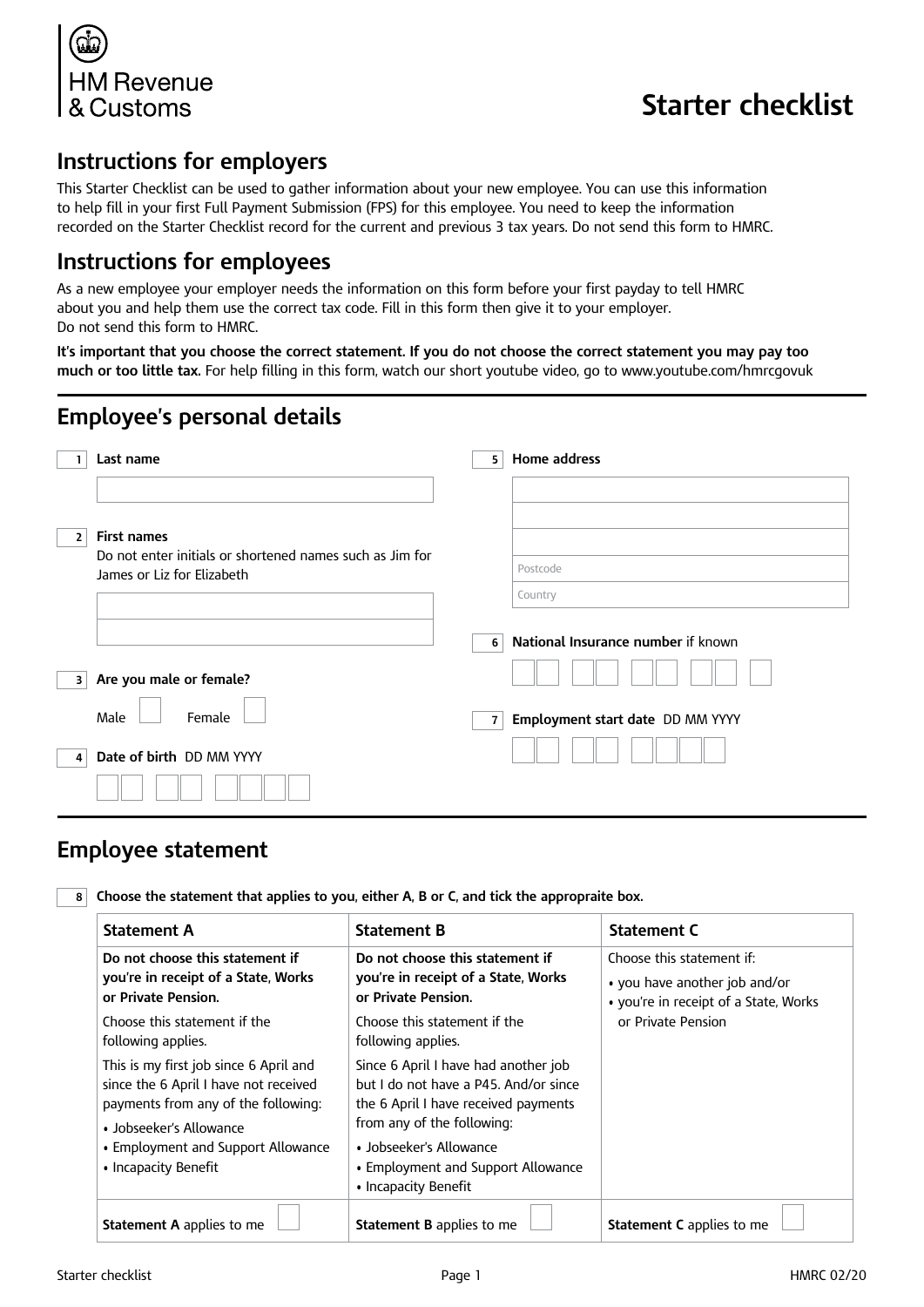HM Revenue & Customs

# Starter checklist

## Instructions for employers

This Starter Checklist can be used to gather information about your new employee. You can use this information to help fill in your first Full Payment Submission (FPS) for this employee. You need to keep the information recorded on the Starter Checklist record for the current and previous 3 tax years. Do not send this form to HMRC.

## Instructions for employees

As a new employee your employer needs the information on this form before your first payday to tell HMRC about you and help them use the correct tax code. Fill in this form then give it to your employer. Do not send this form to HMRC.

**It's important that you choose the correct statement. If you do not choose the correct statement you may pay too much or too little tax.** For help filling in this form, watch our short youtube video, go to www.youtube.com/hmrcgovuk

## Employee's personal details

**1 Last name**

**2 First names**
Do not enter initials or shortened names such as Jim for James or Liz for Elizabeth

**3 Are you male or female?**

Male ☐ Female ☐

**4 Date of birth** DD MM YYYY

**5 Home address**

Postcode

Country

**6 National Insurance number** if known

**7 Employment start date** DD MM YYYY

## Employee statement

**8 Choose the statement that applies to you, either A, B or C, and tick the appropraite box.**

| Statement A | Statement B | Statement C |
| --- | --- | --- |
| **Do not choose this statement if you're in receipt of a State, Works or Private Pension.**<br>Choose this statement if the following applies.<br>This is my first job since 6 April and since the 6 April I have not received payments from any of the following:<br>• Jobseeker's Allowance<br>• Employment and Support Allowance<br>• Incapacity Benefit | **Do not choose this statement if you're in receipt of a State, Works or Private Pension.**<br>Choose this statement if the following applies.<br>Since 6 April I have had another job but I do not have a P45. And/or since the 6 April I have received payments from any of the following:<br>• Jobseeker's Allowance<br>• Employment and Support Allowance<br>• Incapacity Benefit | Choose this statement if:<br>• you have another job and/or<br>• you're in receipt of a State, Works or Private Pension |
| **Statement A** applies to me ☐ | **Statement B** applies to me ☐ | **Statement C** applies to me ☐ |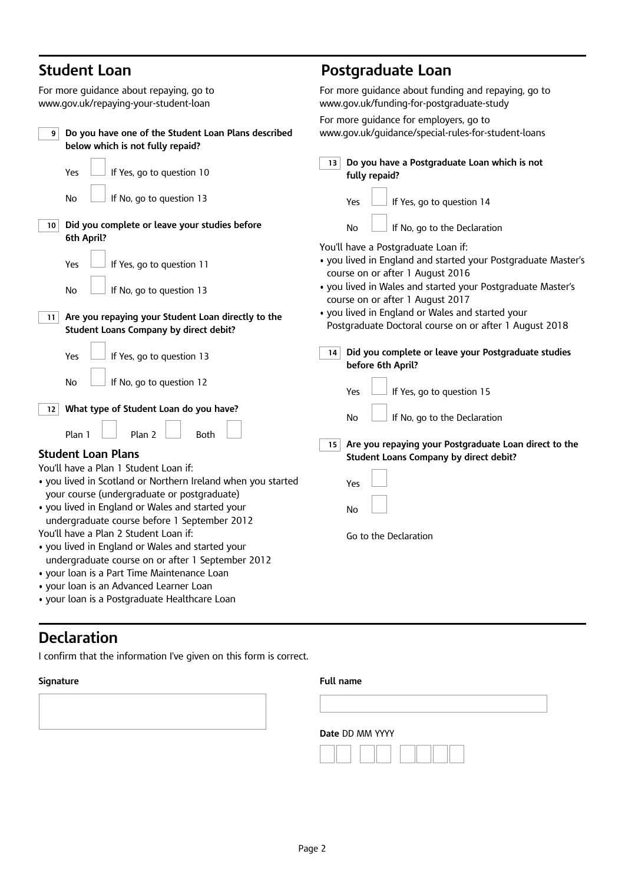## Student Loan

For more guidance about repaying, go to www.gov.uk/repaying-your-student-loan

**9** **Do you have one of the Student Loan Plans described below which is not fully repaid?**

Yes ☐ If Yes, go to question 10

No ☐ If No, go to question 13

**10** **Did you complete or leave your studies before 6th April?**

Yes ☐ If Yes, go to question 11

No ☐ If No, go to question 13

**11** **Are you repaying your Student Loan directly to the Student Loans Company by direct debit?**

Yes ☐ If Yes, go to question 13

No ☐ If No, go to question 12

**12** **What type of Student Loan do you have?**

Plan 1 ☐ Plan 2 ☐ Both ☐

### Student Loan Plans

You'll have a Plan 1 Student Loan if:

- you lived in Scotland or Northern Ireland when you started your course (undergraduate or postgraduate)
- you lived in England or Wales and started your undergraduate course before 1 September 2012

You'll have a Plan 2 Student Loan if:

- you lived in England or Wales and started your undergraduate course on or after 1 September 2012
- your loan is a Part Time Maintenance Loan
- your loan is an Advanced Learner Loan
- your loan is a Postgraduate Healthcare Loan

## Postgraduate Loan

For more guidance about funding and repaying, go to www.gov.uk/funding-for-postgraduate-study

For more guidance for employers, go to www.gov.uk/guidance/special-rules-for-student-loans

**13** **Do you have a Postgraduate Loan which is not fully repaid?**

Yes ☐ If Yes, go to question 14

No ☐ If No, go to the Declaration

You'll have a Postgraduate Loan if:

- you lived in England and started your Postgraduate Master's course on or after 1 August 2016
- you lived in Wales and started your Postgraduate Master's course on or after 1 August 2017
- you lived in England or Wales and started your Postgraduate Doctoral course on or after 1 August 2018

**14** **Did you complete or leave your Postgraduate studies before 6th April?**

Yes ☐ If Yes, go to question 15

No ☐ If No, go to the Declaration

**15** **Are you repaying your Postgraduate Loan direct to the Student Loans Company by direct debit?**

Yes ☐

No ☐

Go to the Declaration

## Declaration

I confirm that the information I've given on this form is correct.

**Signature**

**Full name**

**Date** DD MM YYYY